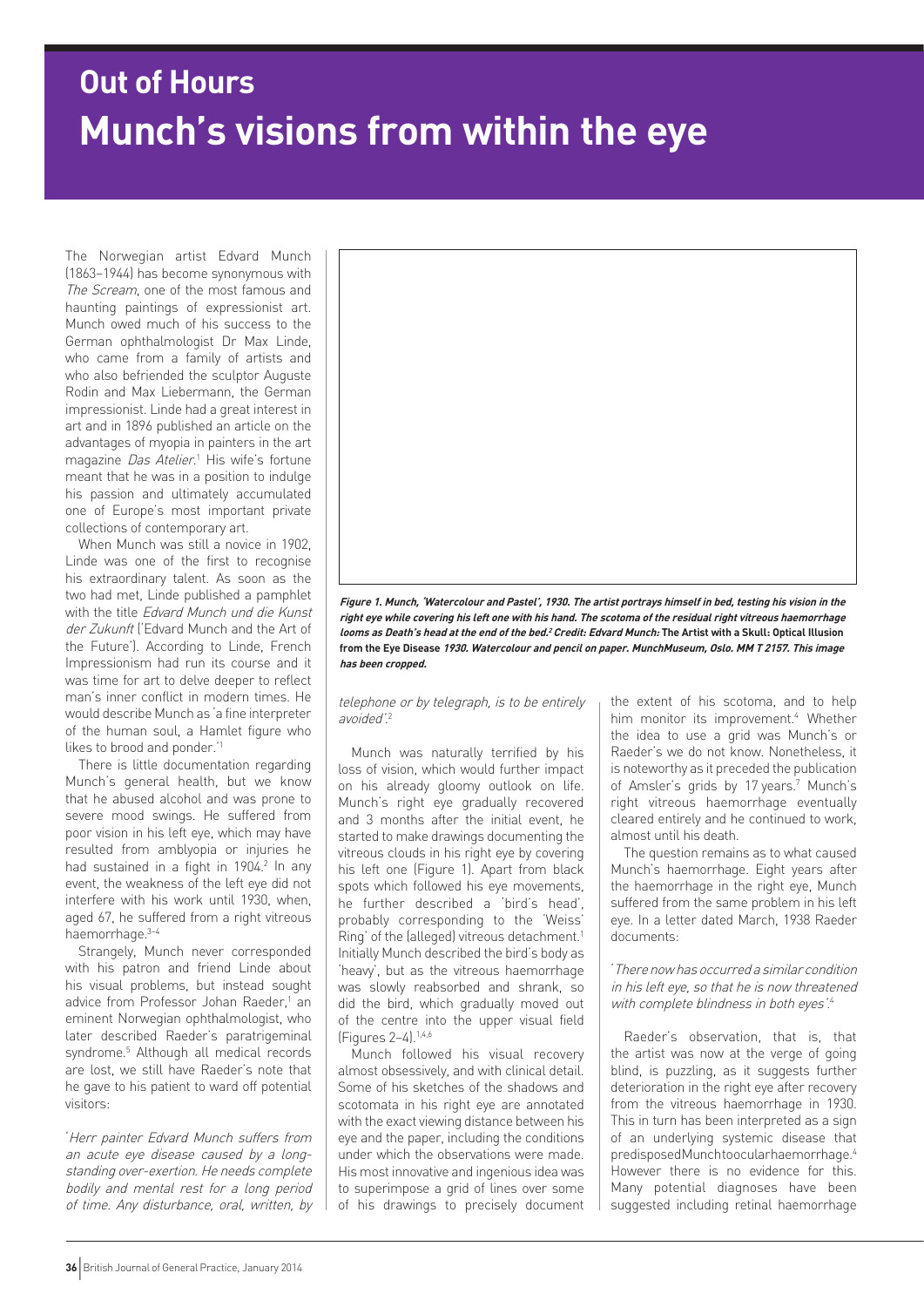# Out of Hours

# Munch's visions from within the eye

The Norwegian artist Edvard Munch (1863–1944) has become synonymous with *The Scream*, one of the most famous and haunting paintings of expressionist art. Munch owed much of his success to the German ophthalmologist Dr Max Linde, who came from a family of artists and who also befriended the sculptor Auguste Rodin and Max Liebermann, the German impressionist. Linde had a great interest in art and in 1896 published an article on the advantages of myopia in painters in the art magazine *Das Atelier*.[1] His wife's fortune meant that he was in a position to indulge his passion and ultimately accumulated one of Europe's most important private collections of contemporary art.

When Munch was still a novice in 1902, Linde was one of the first to recognise his extraordinary talent. As soon as the two had met, Linde published a pamphlet with the title *Edvard Munch und die Kunst der Zukunft* ('Edvard Munch and the Art of the Future'). According to Linde, French Impressionism had run its course and it was time for art to delve deeper to reflect man's inner conflict in modern times. He would describe Munch as 'a fine interpreter of the human soul, a Hamlet figure who likes to brood and ponder.'[1]

There is little documentation regarding Munch's general health, but we know that he abused alcohol and was prone to severe mood swings. He suffered from poor vision in his left eye, which may have resulted from amblyopia or injuries he had sustained in a fight in 1904.[2] In any event, the weakness of the left eye did not interfere with his work until 1930, when, aged 67, he suffered from a right vitreous haemorrhage.[3–4]

Strangely, Munch never corresponded with his patron and friend Linde about his visual problems, but instead sought advice from Professor Johan Raeder,[1] an eminent Norwegian ophthalmologist, who later described Raeder's paratrigeminal syndrome.[5] Although all medical records are lost, we still have Raeder's note that he gave to his patient to ward off potential visitors:

'*Herr painter Edvard Munch suffers from an acute eye disease caused by a long-standing over-exertion. He needs complete bodily and mental rest for a long period of time. Any disturbance, oral, written, by telephone or by telegraph, is to be entirely avoided*'.[2]

**Figure 1. Munch, 'Watercolour and Pastel', 1930. The artist portrays himself in bed, testing his vision in the right eye while covering his left one with his hand. The scotoma of the residual right vitreous haemorrhage looms as Death's head at the end of the bed.[2] Credit: Edvard Munch: The Artist with a Skull: Optical Illusion from the Eye Disease *1930.* Watercolour and pencil on paper. MunchMuseum, Oslo. MM T 2157. This image has been cropped.**

Munch was naturally terrified by his loss of vision, which would further impact on his already gloomy outlook on life. Munch's right eye gradually recovered and 3 months after the initial event, he started to make drawings documenting the vitreous clouds in his right eye by covering his left one (Figure 1). Apart from black spots which followed his eye movements, he further described a 'bird's head', probably corresponding to the 'Weiss' Ring' of the (alleged) vitreous detachment.[1] Initially Munch described the bird's body as 'heavy', but as the vitreous haemorrhage was slowly reabsorbed and shrank, so did the bird, which gradually moved out of the centre into the upper visual field (Figures 2–4).[1,4,6]

Munch followed his visual recovery almost obsessively, and with clinical detail. Some of his sketches of the shadows and scotomata in his right eye are annotated with the exact viewing distance between his eye and the paper, including the conditions under which the observations were made. His most innovative and ingenious idea was to superimpose a grid of lines over some of his drawings to precisely document the extent of his scotoma, and to help him monitor its improvement.[4] Whether the idea to use a grid was Munch's or Raeder's we do not know. Nonetheless, it is noteworthy as it preceded the publication of Amsler's grids by 17 years.[7] Munch's right vitreous haemorrhage eventually cleared entirely and he continued to work, almost until his death.

The question remains as to what caused Munch's haemorrhage. Eight years after the haemorrhage in the right eye, Munch suffered from the same problem in his left eye. In a letter dated March, 1938 Raeder documents:

'*There now has occurred a similar condition in his left eye, so that he is now threatened with complete blindness in both eyes*'.[4]

Raeder's observation, that is, that the artist was now at the verge of going blind, is puzzling, as it suggests further deterioration in the right eye after recovery from the vitreous haemorrhage in 1930. This in turn has been interpreted as a sign of an underlying systemic disease that predisposedMunchtoocularhaemorrhage.[4] However there is no evidence for this. Many potential diagnoses have been suggested including retinal haemorrhage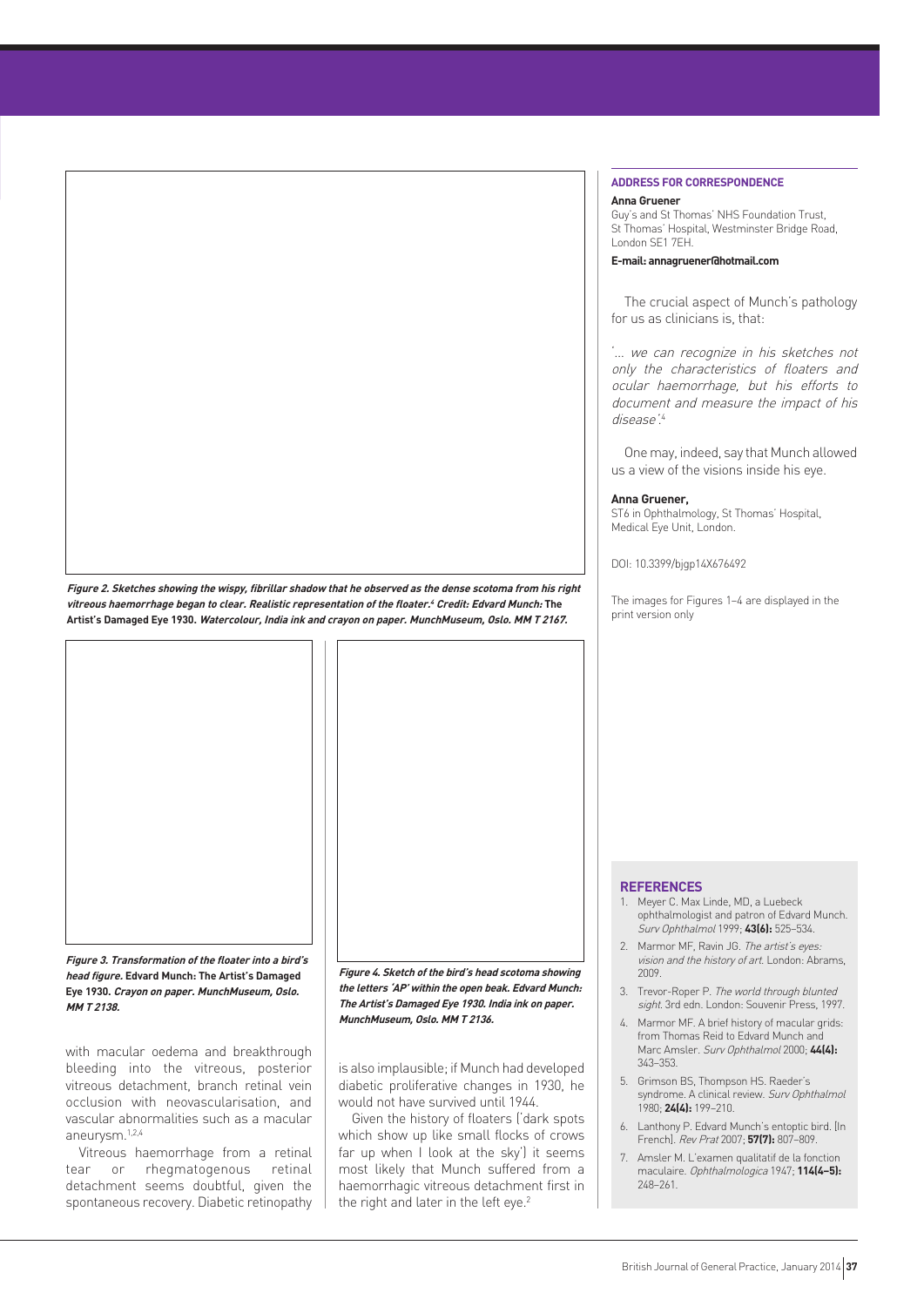*Figure 2. Sketches showing the wispy, fibrillar shadow that he observed as the dense scotoma from his right vitreous haemorrhage began to clear. Realistic representation of the floater.*[4] *Credit: Edvard Munch:* **The Artist's Damaged Eye 1930.** *Watercolour, India ink and crayon on paper. MunchMuseum, Oslo. MM T 2167.*

*Figure 3. Transformation of the floater into a bird's head figure.* **Edvard Munch: The Artist's Damaged Eye 1930.** *Crayon on paper. MunchMuseum, Oslo. MM T 2138.*

*Figure 4. Sketch of the bird's head scotoma showing the letters 'AP' within the open beak. Edvard Munch: The Artist's Damaged Eye 1930. India ink on paper. MunchMuseum, Oslo. MM T 2136.*

with macular oedema and breakthrough bleeding into the vitreous, posterior vitreous detachment, branch retinal vein occlusion with neovascularisation, and vascular abnormalities such as a macular aneurysm.[1,2,4]

Vitreous haemorrhage from a retinal tear or rhegmatogenous retinal detachment seems doubtful, given the spontaneous recovery. Diabetic retinopathy is also implausible; if Munch had developed diabetic proliferative changes in 1930, he would not have survived until 1944.

Given the history of floaters ('dark spots which show up like small flocks of crows far up when I look at the sky') it seems most likely that Munch suffered from a haemorrhagic vitreous detachment first in the right and later in the left eye.[2]

The crucial aspect of Munch's pathology for us as clinicians is, that:

*'... we can recognize in his sketches not only the characteristics of floaters and ocular haemorrhage, but his efforts to document and measure the impact of his disease'.*[4]

One may, indeed, say that Munch allowed us a view of the visions inside his eye.

**Anna Gruener,**
ST6 in Ophthalmology, St Thomas' Hospital, Medical Eye Unit, London.

DOI: 10.3399/bjgp14X676492

The images for Figures 1–4 are displayed in the print version only

### ADDRESS FOR CORRESPONDENCE

**Anna Gruener**
Guy's and St Thomas' NHS Foundation Trust, St Thomas' Hospital, Westminster Bridge Road, London SE1 7EH.

**E-mail: annagruener@hotmail.com**

## REFERENCES

1. Meyer C. Max Linde, MD, a Luebeck ophthalmologist and patron of Edvard Munch. *Surv Ophthalmol* 1999; **43(6):** 525–534.
2. Marmor MF, Ravin JG. *The artist's eyes: vision and the history of art.* London: Abrams, 2009.
3. Trevor-Roper P. *The world through blunted sight.* 3rd edn. London: Souvenir Press, 1997.
4. Marmor MF. A brief history of macular grids: from Thomas Reid to Edvard Munch and Marc Amsler. *Surv Ophthalmol* 2000; **44(4):** 343–353.
5. Grimson BS, Thompson HS. Raeder's syndrome. A clinical review. *Surv Ophthalmol* 1980; **24(4):** 199–210.
6. Lanthony P. Edvard Munch's entoptic bird. [In French]. *Rev Prat* 2007; **57(7):** 807–809.
7. Amsler M. L'examen qualitatif de la fonction maculaire. *Ophthalmologica* 1947; **114(4–5):** 248–261.